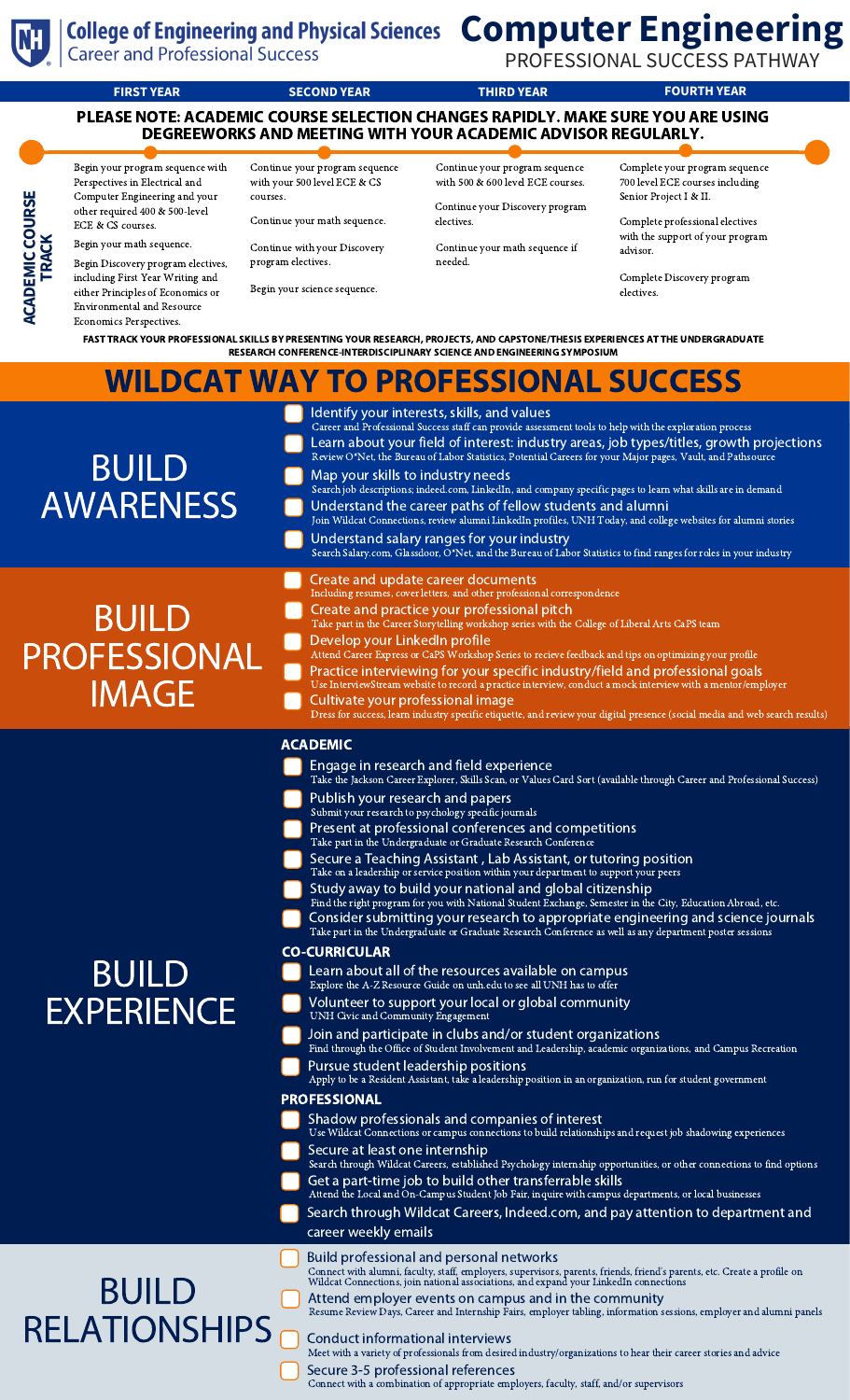# College of Engineering and Physical Sciences
## Career and Professional Success

# Computer Engineering
## PROFESSIONAL SUCCESS PATHWAY

**PLEASE NOTE: ACADEMIC COURSE SELECTION CHANGES RAPIDLY. MAKE SURE YOU ARE USING DEGREEWORKS AND MEETING WITH YOUR ACADEMIC ADVISOR REGULARLY.**

## ACADEMIC COURSE TRACK

| FIRST YEAR | SECOND YEAR | THIRD YEAR | FOURTH YEAR |
|---|---|---|---|
| Begin your program sequence with Perspectives in Electrical and Computer Engineering and your other required 400 & 500-level ECE & CS courses.<br><br>Begin your math sequence.<br><br>Begin Discovery program electives, including First Year Writing and either Principles of Economics or Environmental and Resource Economics Perspectives. | Continue your program sequence with your 500 level ECE & CS courses.<br><br>Continue your math sequence.<br><br>Continue with your Discovery program electives.<br><br>Begin your science sequence. | Continue your program sequence with 500 & 600 level ECE courses.<br><br>Continue your Discovery program electives.<br><br>Continue your math sequence if needed. | Complete your program sequence 700 level ECE courses including Senior Project I & II.<br><br>Complete professional electives with the support of your program advisor.<br><br>Complete Discovery program electives. |

**FAST TRACK YOUR PROFESSIONAL SKILLS BY PRESENTING YOUR RESEARCH, PROJECTS, AND CAPSTONE/THESIS EXPERIENCES AT THE UNDERGRADUATE RESEARCH CONFERENCE-INTERDISCIPLINARY SCIENCE AND ENGINEERING SYMPOSIUM**

# WILDCAT WAY TO PROFESSIONAL SUCCESS

## BUILD AWARENESS

- **Identify your interests, skills, and values**
  Career and Professional Success staff can provide assessment tools to help with the exploration process
- **Learn about your field of interest: industry areas, job types/titles, growth projections**
  Review O*Net, the Bureau of Labor Statistics, Potential Careers for your Major pages, Vault, and Pathsource
- **Map your skills to industry needs**
  Search job descriptions; indeed.com, LinkedIn, and company specific pages to learn what skills are in demand
- **Understand the career paths of fellow students and alumni**
  Join Wildcat Connections, review alumni LinkedIn profiles, UNH Today, and college websites for alumni stories
- **Understand salary ranges for your industry**
  Search Salary.com, Glassdoor, O*Net, and the Bureau of Labor Statistics to find ranges for roles in your industry

## BUILD PROFESSIONAL IMAGE

- **Create and update career documents**
  Including resumes, cover letters, and other professional correspondence
- **Create and practice your professional pitch**
  Take part in the Career Storytelling workshop series with the College of Liberal Arts CaPS team
- **Develop your LinkedIn profile**
  Attend Career Express or CaPS Workshop Series to recieve feedback and tips on optimizing your profile
- **Practice interviewing for your specific industry/field and professional goals**
  Use InterviewStream website to record a practice interview, conduct a mock interview with a mentor/employer
- **Cultivate your professional image**
  Dress for success, learn industry specific etiquette, and review your digital presence (social media and web search results)

## BUILD EXPERIENCE

### ACADEMIC

- **Engage in research and field experience**
  Take the Jackson Career Explorer, Skills Scan, or Values Card Sort (available through Career and Professional Success)
- **Publish your research and papers**
  Submit your research to psychology specific journals
- **Present at professional conferences and competitions**
  Take part in the Undergraduate or Graduate Research Conference
- **Secure a Teaching Assistant , Lab Assistant, or tutoring position**
  Take on a leadership or service position within your department to support your peers
- **Study away to build your national and global citizenship**
  Find the right program for you with National Student Exchange, Semester in the City, Education Abroad, etc.
- **Consider submitting your research to appropriate engineering and science journals**
  Take part in the Undergraduate or Graduate Research Conference as well as any department poster sessions

### CO-CURRICULAR

- **Learn about all of the resources available on campus**
  Explore the A-Z Resource Guide on unh.edu to see all UNH has to offer
- **Volunteer to support your local or global community**
  UNH Civic and Community Engagement
- **Join and participate in clubs and/or student organizations**
  Find through the Office of Student Involvement and Leadership, academic organizations, and Campus Recreation
- **Pursue student leadership positions**
  Apply to be a Resident Assistant, take a leadership position in an organization, run for student government

### PROFESSIONAL

- **Shadow professionals and companies of interest**
  Use Wildcat Connections or campus connections to build relationships and request job shadowing experiences
- **Secure at least one internship**
  Search through Wildcat Careers, established Psychology internship opportunities, or other connections to find options
- **Get a part-time job to build other transferrable skills**
  Attend the Local and On-Campus Student Job Fair, inquire with campus departments, or local businesses
- **Search through Wildcat Careers, Indeed.com, and pay attention to department and career weekly emails**

## BUILD RELATIONSHIPS

- **Build professional and personal networks**
  Connect with alumni, faculty, staff, employers, supervisors, parents, friends, friend's parents, etc. Create a profile on Wildcat Connections, join national associations, and expand your LinkedIn connections
- **Attend employer events on campus and in the community**
  Resume Review Days, Career and Internship Fairs, employer tabling, information sessions, employer and alumni panels
- **Conduct informational interviews**
  Meet with a variety of professionals from desired industry/organizations to hear their career stories and advice
- **Secure 3-5 professional references**
  Connect with a combination of appropriate employers, faculty, staff, and/or supervisors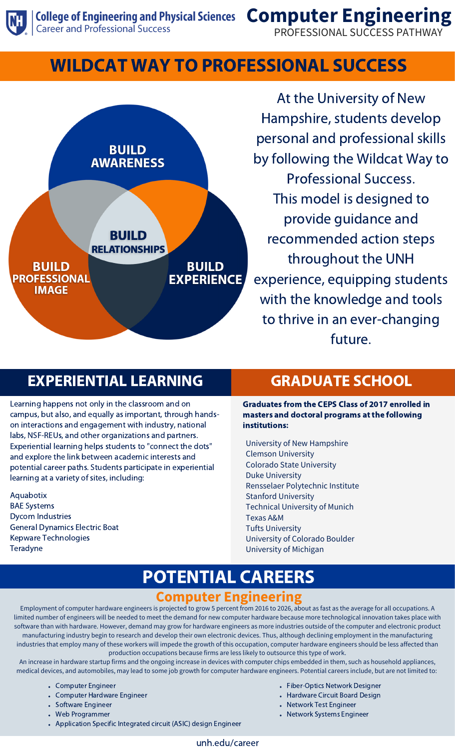College of Engineering and Physical Sciences
Career and Professional Success

# Computer Engineering

PROFESSIONAL SUCCESS PATHWAY

## WILDCAT WAY TO PROFESSIONAL SUCCESS

BUILD AWARENESS

BUILD RELATIONSHIPS

BUILD PROFESSIONAL IMAGE

BUILD EXPERIENCE

At the University of New Hampshire, students develop personal and professional skills by following the Wildcat Way to Professional Success. This model is designed to provide guidance and recommended action steps throughout the UNH experience, equipping students with the knowledge and tools to thrive in an ever-changing future.

## EXPERIENTIAL LEARNING

Learning happens not only in the classroom and on campus, but also, and equally as important, through hands-on interactions and engagement with industry, national labs, NSF-REUs, and other organizations and partners. Experiential learning helps students to "connect the dots" and explore the link between academic interests and potential career paths. Students participate in experiential learning at a variety of sites, including:

Aquabotix
BAE Systems
Dycom Industries
General Dynamics Electric Boat
Kepware Technologies
Teradyne

## GRADUATE SCHOOL

**Graduates from the CEPS Class of 2017 enrolled in masters and doctoral programs at the following institutions:**

University of New Hampshire
Clemson University
Colorado State University
Duke University
Rensselaer Polytechnic Institute
Stanford University
Technical University of Munich
Texas A&M
Tufts University
University of Colorado Boulder
University of Michigan

## POTENTIAL CAREERS

### Computer Engineering

Employment of computer hardware engineers is projected to grow 5 percent from 2016 to 2026, about as fast as the average for all occupations. A limited number of engineers will be needed to meet the demand for new computer hardware because more technological innovation takes place with software than with hardware. However, demand may grow for hardware engineers as more industries outside of the computer and electronic product manufacturing industry begin to research and develop their own electronic devices. Thus, although declining employment in the manufacturing industries that employ many of these workers will impede the growth of this occupation, computer hardware engineers should be less affected than production occupations because firms are less likely to outsource this type of work.

An increase in hardware startup firms and the ongoing increase in devices with computer chips embedded in them, such as household appliances, medical devices, and automobiles, may lead to some job growth for computer hardware engineers. Potential careers include, but are not limited to:

- Computer Engineer
- Computer Hardware Engineer
- Software Engineer
- Web Programmer
- Application Specific Integrated circuit (ASIC) design Engineer
- Fiber-Optics Network Designer
- Hardware Circuit Board Design
- Network Test Engineer
- Network Systems Engineer

unh.edu/career